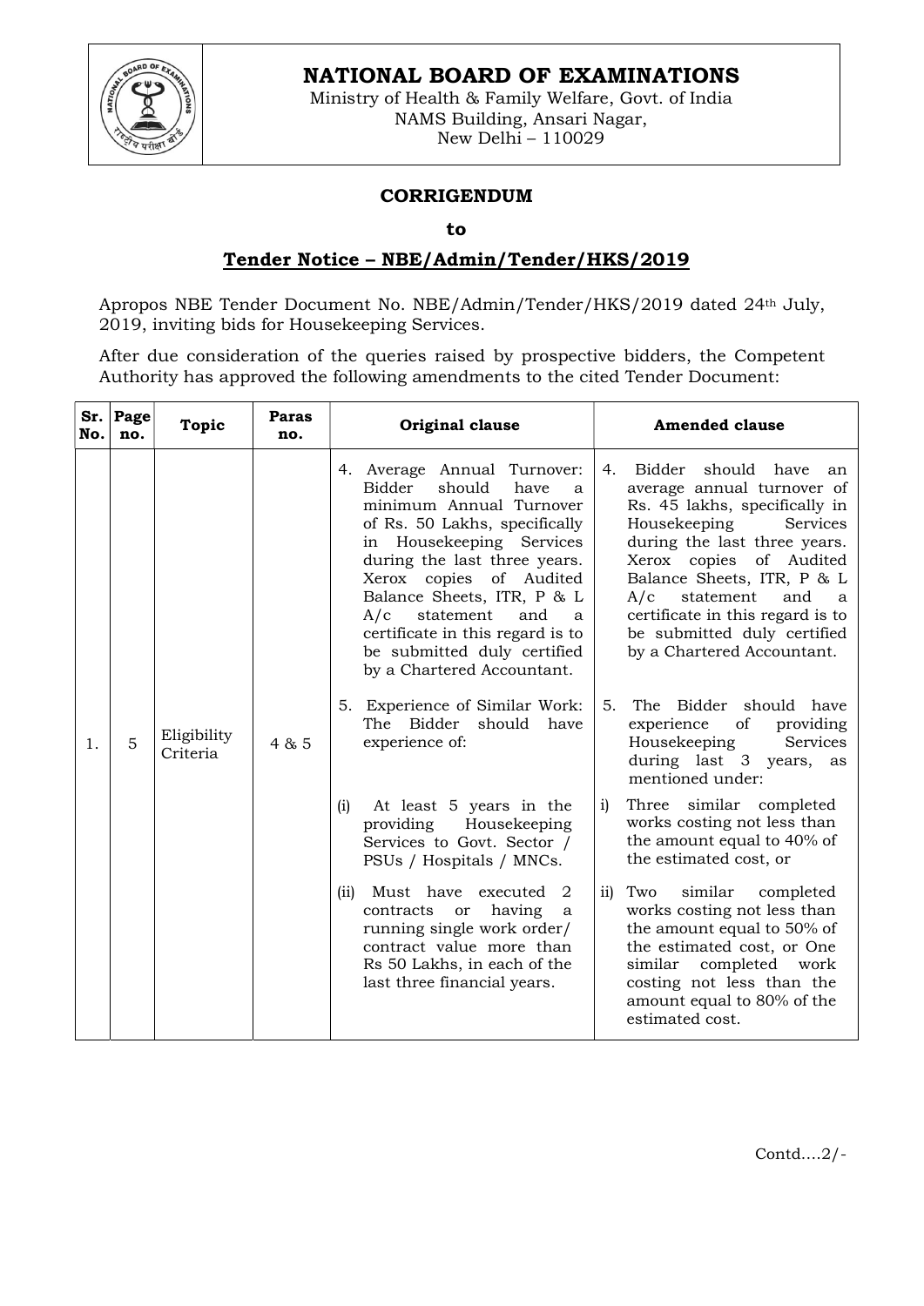# NATIONAL BOARD OF EXAMINATIONS

Ministry of Health & Family Welfare, Govt. of India
NAMS Building, Ansari Nagar,
New Delhi – 110029

## CORRIGENDUM

**to**

## Tender Notice – NBE/Admin/Tender/HKS/2019

Apropos NBE Tender Document No. NBE/Admin/Tender/HKS/2019 dated 24th July, 2019, inviting bids for Housekeeping Services.

After due consideration of the queries raised by prospective bidders, the Competent Authority has approved the following amendments to the cited Tender Document:

| Sr. No. | Page no. | Topic | Paras no. | Original clause | Amended clause |
|---|---|---|---|---|---|
| 1. | 5 | Eligibility Criteria | 4 & 5 | 4. Average Annual Turnover: Bidder should have a minimum Annual Turnover of Rs. 50 Lakhs, specifically in Housekeeping Services during the last three years. Xerox copies of Audited Balance Sheets, ITR, P & L A/c statement and a certificate in this regard is to be submitted duly certified by a Chartered Accountant. | 4. Bidder should have an average annual turnover of Rs. 45 lakhs, specifically in Housekeeping Services during the last three years. Xerox copies of Audited Balance Sheets, ITR, P & L A/c statement and a certificate in this regard is to be submitted duly certified by a Chartered Accountant. |
| | | | | 5. Experience of Similar Work: The Bidder should have experience of: | 5. The Bidder should have experience of providing Housekeeping Services during last 3 years, as mentioned under: |
| | | | | (i) At least 5 years in the providing Housekeeping Services to Govt. Sector / PSUs / Hospitals / MNCs. | i) Three similar completed works costing not less than the amount equal to 40% of the estimated cost, or |
| | | | | (ii) Must have executed 2 contracts or having a running single work order/ contract value more than Rs 50 Lakhs, in each of the last three financial years. | ii) Two similar completed works costing not less than the amount equal to 50% of the estimated cost, or One similar completed work costing not less than the amount equal to 80% of the estimated cost. |

Contd….2/-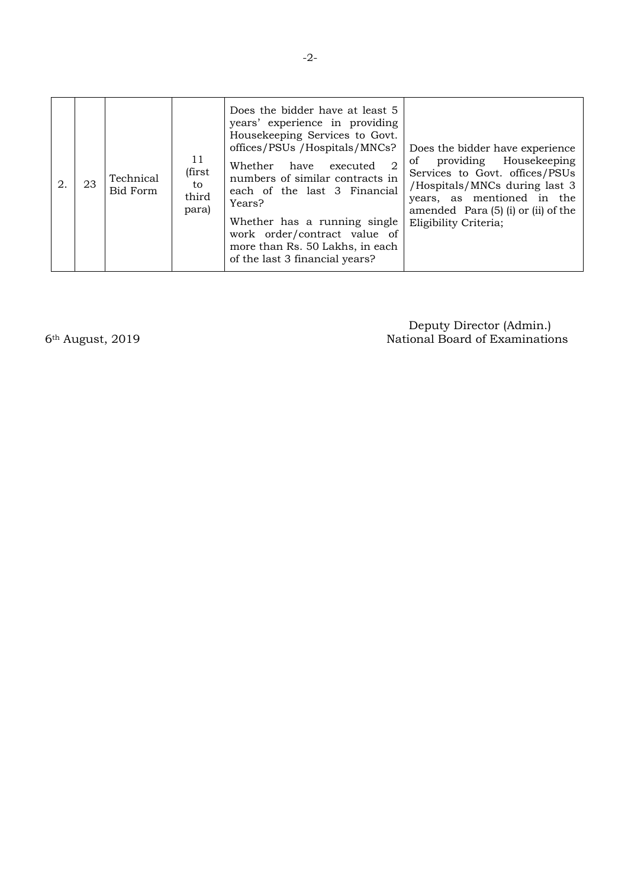| | | | | | |
|---|---|---|---|---|---|
| 2. | 23 | Technical Bid Form | 11 (first to third para) | Does the bidder have at least 5 years' experience in providing Housekeeping Services to Govt. offices/PSUs /Hospitals/MNCs?<br><br>Whether have executed 2 numbers of similar contracts in each of the last 3 Financial Years?<br><br>Whether has a running single work order/contract value of more than Rs. 50 Lakhs, in each of the last 3 financial years? | Does the bidder have experience of providing Housekeeping Services to Govt. offices/PSUs /Hospitals/MNCs during last 3 years, as mentioned in the amended Para (5) (i) or (ii) of the Eligibility Criteria; |

6th August, 2019

Deputy Director (Admin.)
National Board of Examinations